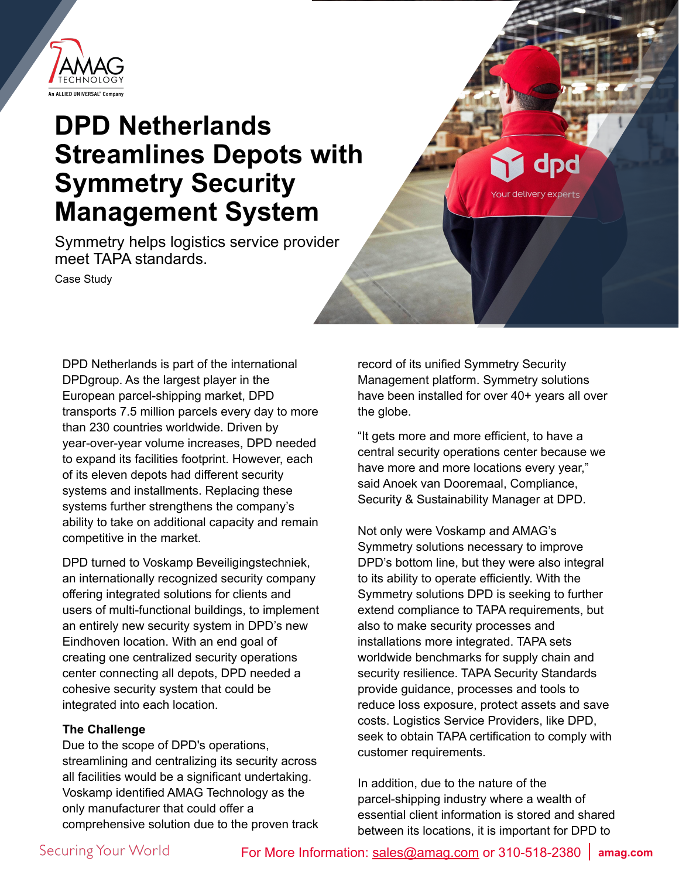# DPD Netherlands Streamlines Depots with Symmetry Security Management System

Symmetry helps logistics service provider meet TAPA standards.

Case Study

DPD Netherlands is part of the international DPDgroup. As the largest player in the European parcel-shipping market, DPD transports 7.5 million parcels every day to more than 230 countries worldwide. Driven by year-over-year volume increases, DPD needed to expand its facilities footprint. However, each of its eleven depots had different security systems and installments. Replacing these systems further strengthens the company's ability to take on additional capacity and remain competitive in the market.

DPD turned to Voskamp Beveiligingstechniek, an internationally recognized security company offering integrated solutions for clients and users of multi-functional buildings, to implement an entirely new security system in DPD's new Eindhoven location. With an end goal of creating one centralized security operations center connecting all depots, DPD needed a cohesive security system that could be integrated into each location.

**The Challenge**

Due to the scope of DPD's operations, streamlining and centralizing its security across all facilities would be a significant undertaking. Voskamp identified AMAG Technology as the only manufacturer that could offer a comprehensive solution due to the proven track record of its unified Symmetry Security Management platform. Symmetry solutions have been installed for over 40+ years all over the globe.

"It gets more and more efficient, to have a central security operations center because we have more and more locations every year," said Anoek van Dooremaal, Compliance, Security & Sustainability Manager at DPD.

Not only were Voskamp and AMAG's Symmetry solutions necessary to improve DPD's bottom line, but they were also integral to its ability to operate efficiently. With the Symmetry solutions DPD is seeking to further extend compliance to TAPA requirements, but also to make security processes and installations more integrated. TAPA sets worldwide benchmarks for supply chain and security resilience. TAPA Security Standards provide guidance, processes and tools to reduce loss exposure, protect assets and save costs. Logistics Service Providers, like DPD, seek to obtain TAPA certification to comply with customer requirements.

In addition, due to the nature of the parcel-shipping industry where a wealth of essential client information is stored and shared between its locations, it is important for DPD to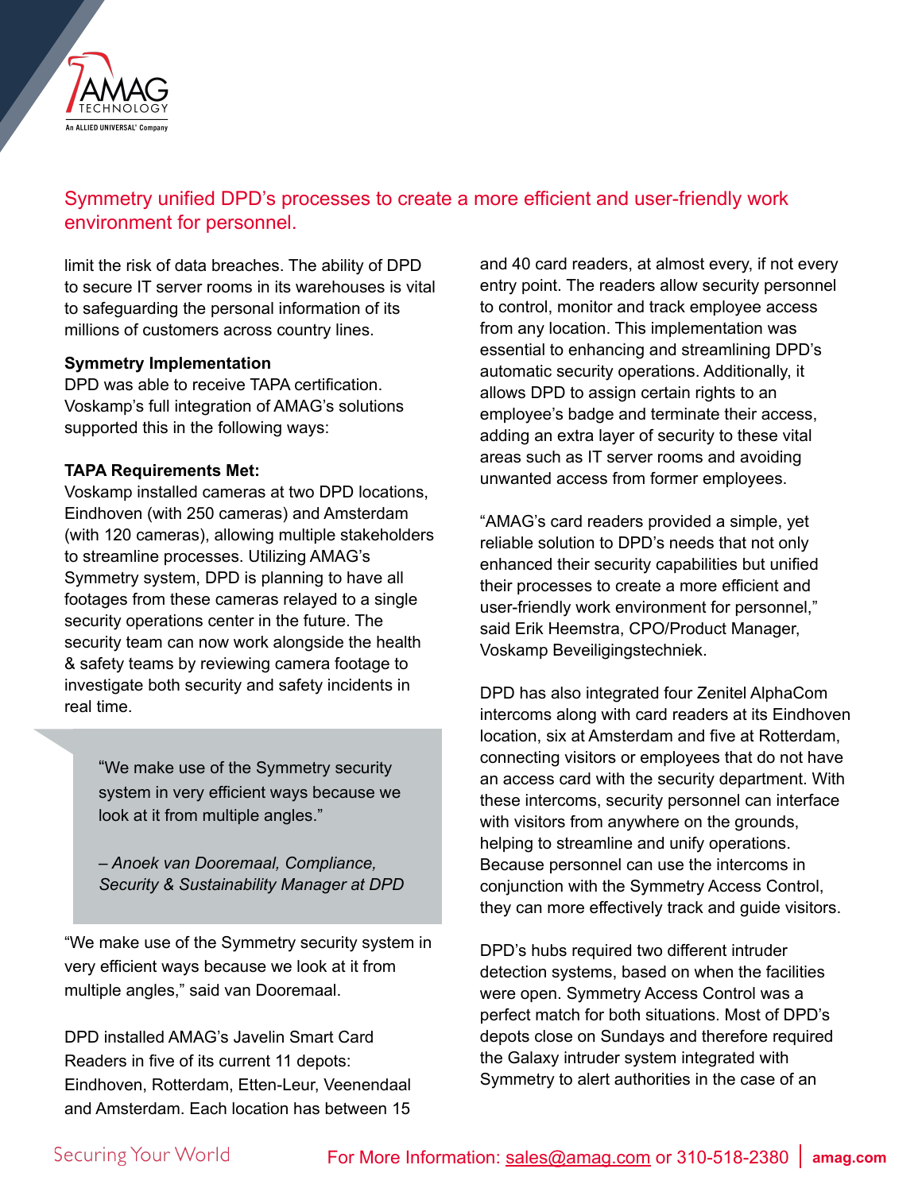Symmetry unified DPD's processes to create a more efficient and user-friendly work environment for personnel.

limit the risk of data breaches. The ability of DPD to secure IT server rooms in its warehouses is vital to safeguarding the personal information of its millions of customers across country lines.

**Symmetry Implementation**

DPD was able to receive TAPA certification. Voskamp's full integration of AMAG's solutions supported this in the following ways:

**TAPA Requirements Met:**

Voskamp installed cameras at two DPD locations, Eindhoven (with 250 cameras) and Amsterdam (with 120 cameras), allowing multiple stakeholders to streamline processes. Utilizing AMAG's Symmetry system, DPD is planning to have all footages from these cameras relayed to a single security operations center in the future. The security team can now work alongside the health & safety teams by reviewing camera footage to investigate both security and safety incidents in real time.

> "We make use of the Symmetry security system in very efficient ways because we look at it from multiple angles."
>
> *– Anoek van Dooremaal, Compliance, Security & Sustainability Manager at DPD*

"We make use of the Symmetry security system in very efficient ways because we look at it from multiple angles," said van Dooremaal.

DPD installed AMAG's Javelin Smart Card Readers in five of its current 11 depots: Eindhoven, Rotterdam, Etten-Leur, Veenendaal and Amsterdam. Each location has between 15 and 40 card readers, at almost every, if not every entry point. The readers allow security personnel to control, monitor and track employee access from any location. This implementation was essential to enhancing and streamlining DPD's automatic security operations. Additionally, it allows DPD to assign certain rights to an employee's badge and terminate their access, adding an extra layer of security to these vital areas such as IT server rooms and avoiding unwanted access from former employees.

"AMAG's card readers provided a simple, yet reliable solution to DPD's needs that not only enhanced their security capabilities but unified their processes to create a more efficient and user-friendly work environment for personnel," said Erik Heemstra, CPO/Product Manager, Voskamp Beveiligingstechniek.

DPD has also integrated four Zenitel AlphaCom intercoms along with card readers at its Eindhoven location, six at Amsterdam and five at Rotterdam, connecting visitors or employees that do not have an access card with the security department. With these intercoms, security personnel can interface with visitors from anywhere on the grounds, helping to streamline and unify operations. Because personnel can use the intercoms in conjunction with the Symmetry Access Control, they can more effectively track and guide visitors.

DPD's hubs required two different intruder detection systems, based on when the facilities were open. Symmetry Access Control was a perfect match for both situations. Most of DPD's depots close on Sundays and therefore required the Galaxy intruder system integrated with Symmetry to alert authorities in the case of an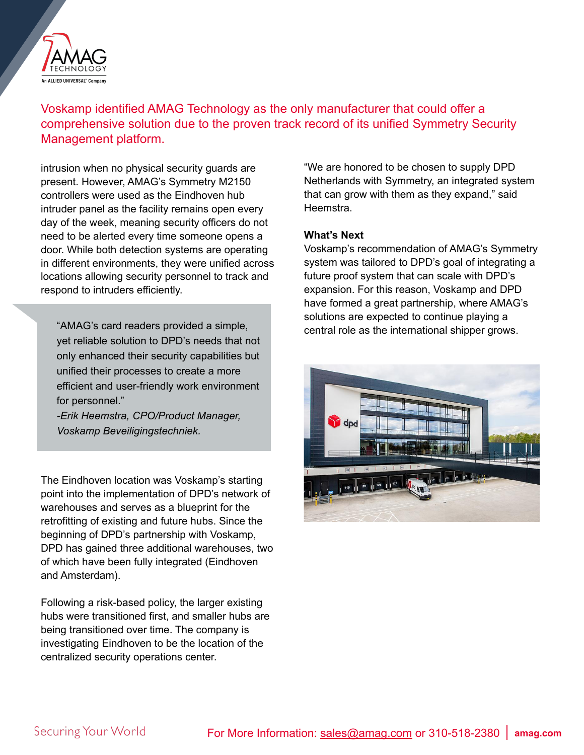Voskamp identified AMAG Technology as the only manufacturer that could offer a comprehensive solution due to the proven track record of its unified Symmetry Security Management platform.

intrusion when no physical security guards are present. However, AMAG's Symmetry M2150 controllers were used as the Eindhoven hub intruder panel as the facility remains open every day of the week, meaning security officers do not need to be alerted every time someone opens a door. While both detection systems are operating in different environments, they were unified across locations allowing security personnel to track and respond to intruders efficiently.

> "AMAG's card readers provided a simple, yet reliable solution to DPD's needs that not only enhanced their security capabilities but unified their processes to create a more efficient and user-friendly work environment for personnel."
> *-Erik Heemstra, CPO/Product Manager, Voskamp Beveiligingstechniek.*

The Eindhoven location was Voskamp's starting point into the implementation of DPD's network of warehouses and serves as a blueprint for the retrofitting of existing and future hubs. Since the beginning of DPD's partnership with Voskamp, DPD has gained three additional warehouses, two of which have been fully integrated (Eindhoven and Amsterdam).

Following a risk-based policy, the larger existing hubs were transitioned first, and smaller hubs are being transitioned over time. The company is investigating Eindhoven to be the location of the centralized security operations center.

"We are honored to be chosen to supply DPD Netherlands with Symmetry, an integrated system that can grow with them as they expand," said Heemstra.

**What's Next**

Voskamp's recommendation of AMAG's Symmetry system was tailored to DPD's goal of integrating a future proof system that can scale with DPD's expansion. For this reason, Voskamp and DPD have formed a great partnership, where AMAG's solutions are expected to continue playing a central role as the international shipper grows.

Securing Your World

For More Information: sales@amag.com or 310-518-2380 | amag.com